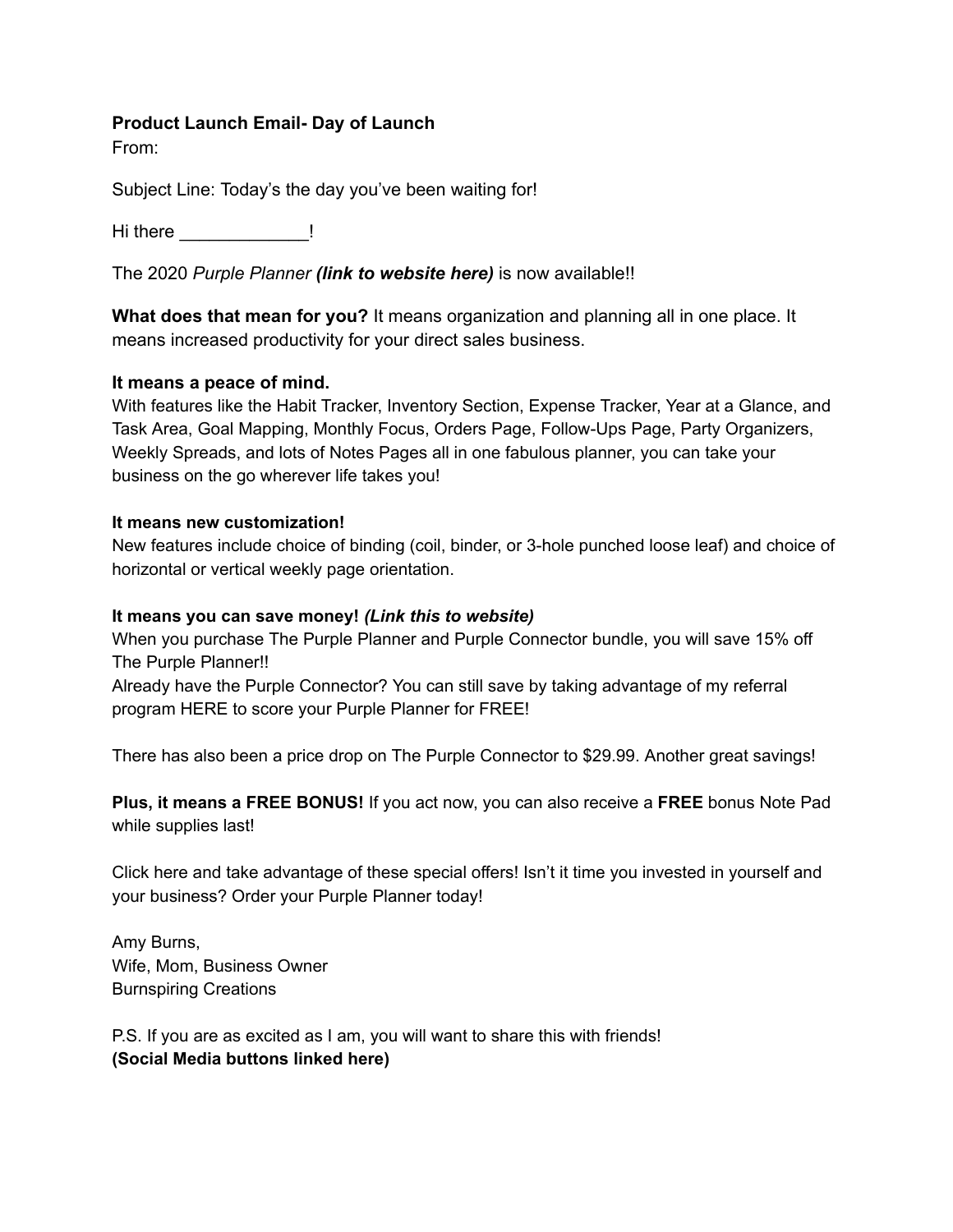**Product Launch Email- Day of Launch**

From:

Subject Line: Today's the day you've been waiting for!

Hi there _____________!

The 2020 *Purple Planner* ***(link to website here)*** is now available!!

**What does that mean for you?** It means organization and planning all in one place. It means increased productivity for your direct sales business.

**It means a peace of mind.**

With features like the Habit Tracker, Inventory Section, Expense Tracker, Year at a Glance, and Task Area, Goal Mapping, Monthly Focus, Orders Page, Follow-Ups Page, Party Organizers, Weekly Spreads, and lots of Notes Pages all in one fabulous planner, you can take your business on the go wherever life takes you!

**It means new customization!**

New features include choice of binding (coil, binder, or 3-hole punched loose leaf) and choice of horizontal or vertical weekly page orientation.

**It means you can save money!** ***(Link this to website)***

When you purchase The Purple Planner and Purple Connector bundle, you will save 15% off The Purple Planner!!

Already have the Purple Connector? You can still save by taking advantage of my referral program HERE to score your Purple Planner for FREE!

There has also been a price drop on The Purple Connector to $29.99. Another great savings!

**Plus, it means a FREE BONUS!** If you act now, you can also receive a **FREE** bonus Note Pad while supplies last!

Click here and take advantage of these special offers! Isn't it time you invested in yourself and your business? Order your Purple Planner today!

Amy Burns,
Wife, Mom, Business Owner
Burnspiring Creations

P.S. If you are as excited as I am, you will want to share this with friends!
**(Social Media buttons linked here)**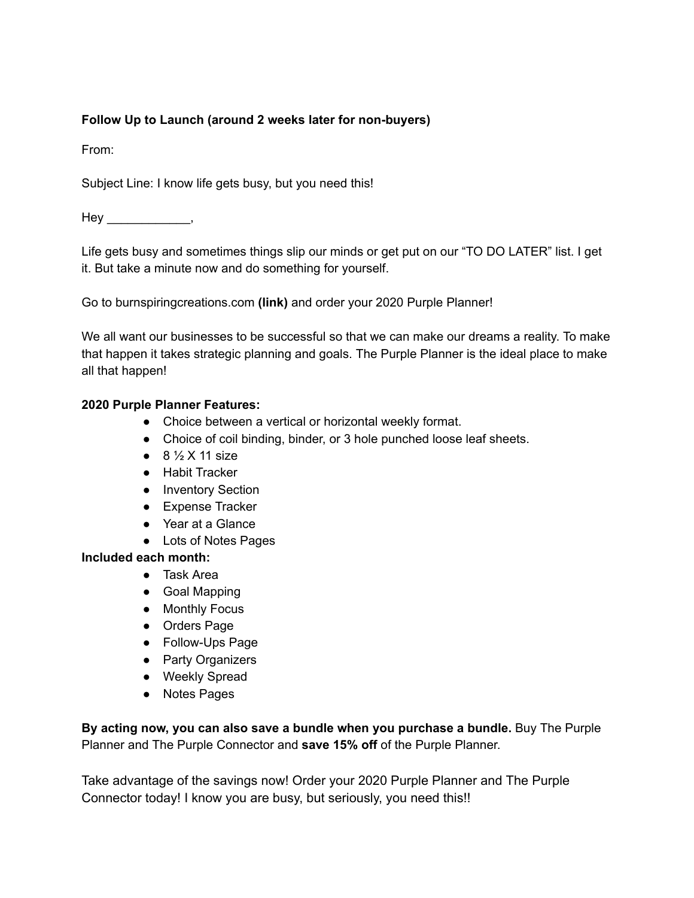**Follow Up to Launch (around 2 weeks later for non-buyers)**

From:

Subject Line: I know life gets busy, but you need this!

Hey ____________,

Life gets busy and sometimes things slip our minds or get put on our "TO DO LATER" list. I get it. But take a minute now and do something for yourself.

Go to burnspiringcreations.com **(link)** and order your 2020 Purple Planner!

We all want our businesses to be successful so that we can make our dreams a reality. To make that happen it takes strategic planning and goals. The Purple Planner is the ideal place to make all that happen!

**2020 Purple Planner Features:**

- Choice between a vertical or horizontal weekly format.
- Choice of coil binding, binder, or 3 hole punched loose leaf sheets.
- 8 ½ X 11 size
- Habit Tracker
- Inventory Section
- Expense Tracker
- Year at a Glance
- Lots of Notes Pages

**Included each month:**

- Task Area
- Goal Mapping
- Monthly Focus
- Orders Page
- Follow-Ups Page
- Party Organizers
- Weekly Spread
- Notes Pages

**By acting now, you can also save a bundle when you purchase a bundle.** Buy The Purple Planner and The Purple Connector and **save 15% off** of the Purple Planner.

Take advantage of the savings now! Order your 2020 Purple Planner and The Purple Connector today! I know you are busy, but seriously, you need this!!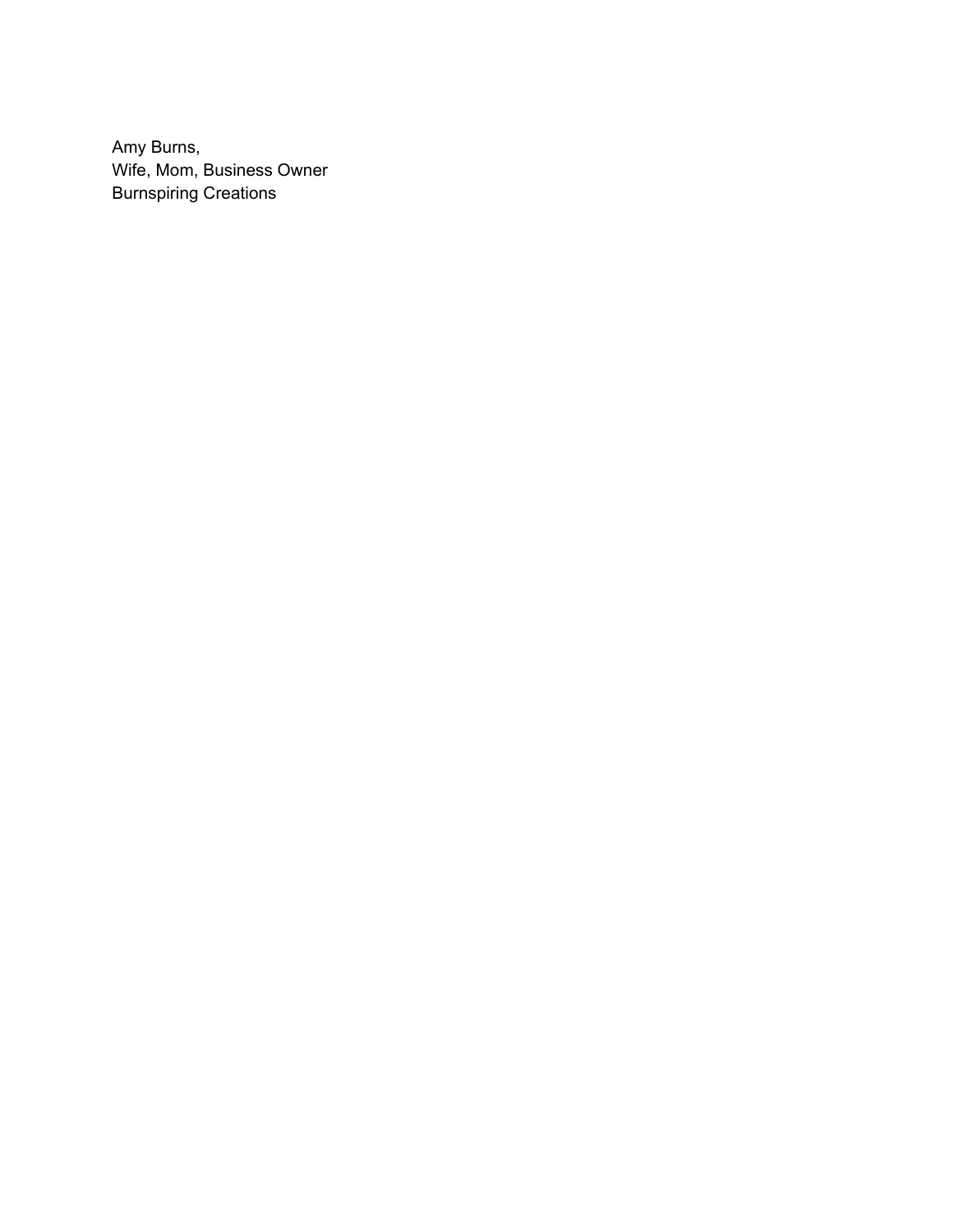Amy Burns,
Wife, Mom, Business Owner
Burnspiring Creations